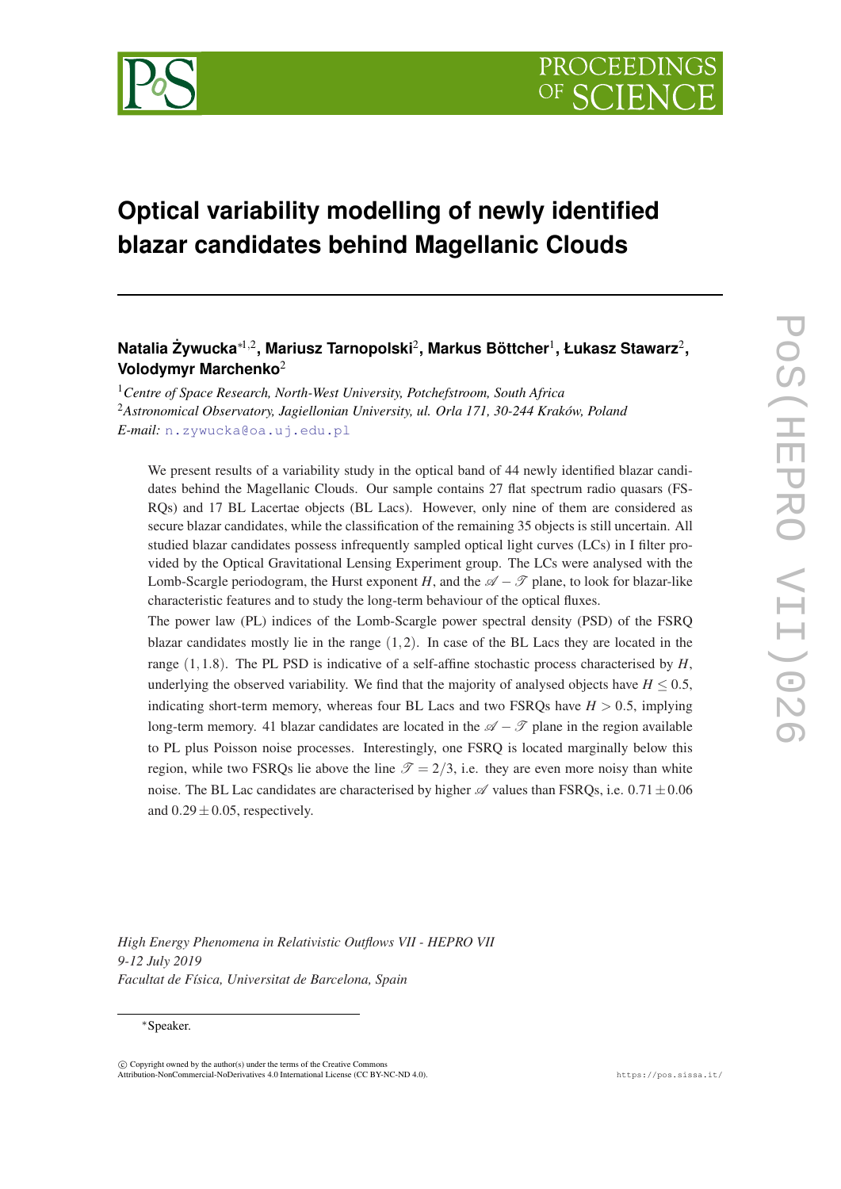# Optical variability modelling of newly identified blazar candidates behind Magellanic Clouds

**Natalia Żywucka**[*1,2], **Mariusz Tarnopolski**[2], **Markus Böttcher**[1], **Łukasz Stawarz**[2], **Volodymyr Marchenko**[2]

[1] *Centre of Space Research, North-West University, Potchefstroom, South Africa*
[2] *Astronomical Observatory, Jagiellonian University, ul. Orla 171, 30-244 Kraków, Poland*
*E-mail:* n.zywucka@oa.uj.edu.pl

We present results of a variability study in the optical band of 44 newly identified blazar candidates behind the Magellanic Clouds. Our sample contains 27 flat spectrum radio quasars (FSRQs) and 17 BL Lacertae objects (BL Lacs). However, only nine of them are considered as secure blazar candidates, while the classification of the remaining 35 objects is still uncertain. All studied blazar candidates possess infrequently sampled optical light curves (LCs) in I filter provided by the Optical Gravitational Lensing Experiment group. The LCs were analysed with the Lomb-Scargle periodogram, the Hurst exponent $H$, and the $\mathscr{A}-\mathscr{T}$ plane, to look for blazar-like characteristic features and to study the long-term behaviour of the optical fluxes.

The power law (PL) indices of the Lomb-Scargle power spectral density (PSD) of the FSRQ blazar candidates mostly lie in the range $(1,2)$. In case of the BL Lacs they are located in the range $(1,1.8)$. The PL PSD is indicative of a self-affine stochastic process characterised by $H$, underlying the observed variability. We find that the majority of analysed objects have $H \leq 0.5$, indicating short-term memory, whereas four BL Lacs and two FSRQs have $H > 0.5$, implying long-term memory. 41 blazar candidates are located in the $\mathscr{A}-\mathscr{T}$ plane in the region available to PL plus Poisson noise processes. Interestingly, one FSRQ is located marginally below this region, while two FSRQs lie above the line $\mathscr{T} = 2/3$, i.e. they are even more noisy than white noise. The BL Lac candidates are characterised by higher $\mathscr{A}$ values than FSRQs, i.e. $0.71 \pm 0.06$ and $0.29 \pm 0.05$, respectively.

*High Energy Phenomena in Relativistic Outflows VII - HEPRO VII*
*9-12 July 2019*
*Facultat de Física, Universitat de Barcelona, Spain*

*Speaker.

© Copyright owned by the author(s) under the terms of the Creative Commons Attribution-NonCommercial-NoDerivatives 4.0 International License (CC BY-NC-ND 4.0).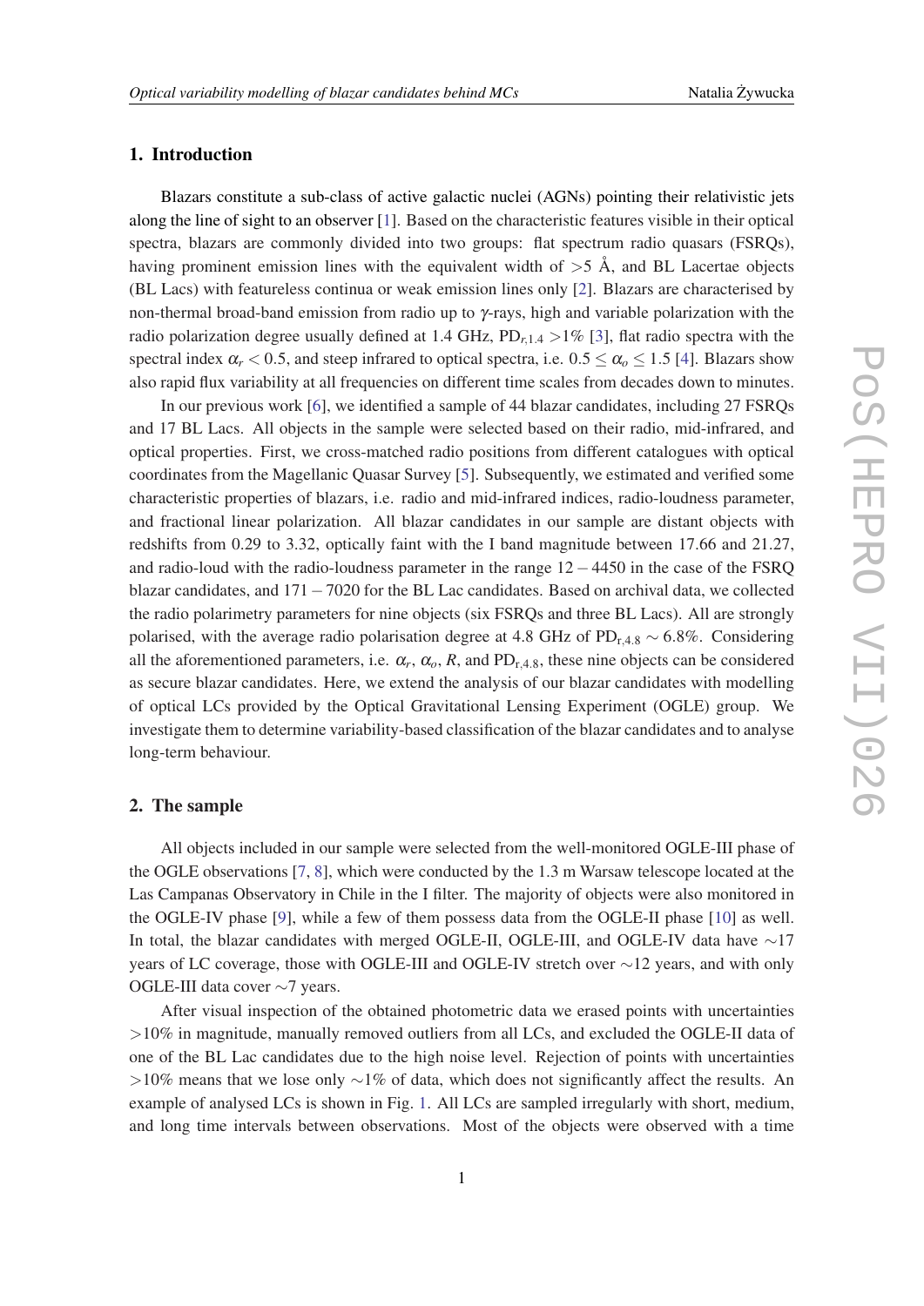## 1. Introduction

Blazars constitute a sub-class of active galactic nuclei (AGNs) pointing their relativistic jets along the line of sight to an observer [1]. Based on the characteristic features visible in their optical spectra, blazars are commonly divided into two groups: flat spectrum radio quasars (FSRQs), having prominent emission lines with the equivalent width of >5 Å, and BL Lacertae objects (BL Lacs) with featureless continua or weak emission lines only [2]. Blazars are characterised by non-thermal broad-band emission from radio up to $\gamma$-rays, high and variable polarization with the radio polarization degree usually defined at 1.4 GHz, $\mathrm{PD}_{r,1.4} > 1\%$ [3], flat radio spectra with the spectral index $\alpha_r < 0.5$, and steep infrared to optical spectra, i.e. $0.5 \leq \alpha_o \leq 1.5$ [4]. Blazars show also rapid flux variability at all frequencies on different time scales from decades down to minutes.

In our previous work [6], we identified a sample of 44 blazar candidates, including 27 FSRQs and 17 BL Lacs. All objects in the sample were selected based on their radio, mid-infrared, and optical properties. First, we cross-matched radio positions from different catalogues with optical coordinates from the Magellanic Quasar Survey [5]. Subsequently, we estimated and verified some characteristic properties of blazars, i.e. radio and mid-infrared indices, radio-loudness parameter, and fractional linear polarization. All blazar candidates in our sample are distant objects with redshifts from 0.29 to 3.32, optically faint with the I band magnitude between 17.66 and 21.27, and radio-loud with the radio-loudness parameter in the range $12-4450$ in the case of the FSRQ blazar candidates, and $171-7020$ for the BL Lac candidates. Based on archival data, we collected the radio polarimetry parameters for nine objects (six FSRQs and three BL Lacs). All are strongly polarised, with the average radio polarisation degree at 4.8 GHz of $\mathrm{PD}_{\mathrm{r},4.8} \sim 6.8\%$. Considering all the aforementioned parameters, i.e. $\alpha_r$, $\alpha_o$, $R$, and $\mathrm{PD}_{\mathrm{r},4.8}$, these nine objects can be considered as secure blazar candidates. Here, we extend the analysis of our blazar candidates with modelling of optical LCs provided by the Optical Gravitational Lensing Experiment (OGLE) group. We investigate them to determine variability-based classification of the blazar candidates and to analyse long-term behaviour.

## 2. The sample

All objects included in our sample were selected from the well-monitored OGLE-III phase of the OGLE observations [7, 8], which were conducted by the 1.3 m Warsaw telescope located at the Las Campanas Observatory in Chile in the I filter. The majority of objects were also monitored in the OGLE-IV phase [9], while a few of them possess data from the OGLE-II phase [10] as well. In total, the blazar candidates with merged OGLE-II, OGLE-III, and OGLE-IV data have ~17 years of LC coverage, those with OGLE-III and OGLE-IV stretch over ~12 years, and with only OGLE-III data cover ~7 years.

After visual inspection of the obtained photometric data we erased points with uncertainties >10% in magnitude, manually removed outliers from all LCs, and excluded the OGLE-II data of one of the BL Lac candidates due to the high noise level. Rejection of points with uncertainties >10% means that we lose only ~1% of data, which does not significantly affect the results. An example of analysed LCs is shown in Fig. 1. All LCs are sampled irregularly with short, medium, and long time intervals between observations. Most of the objects were observed with a time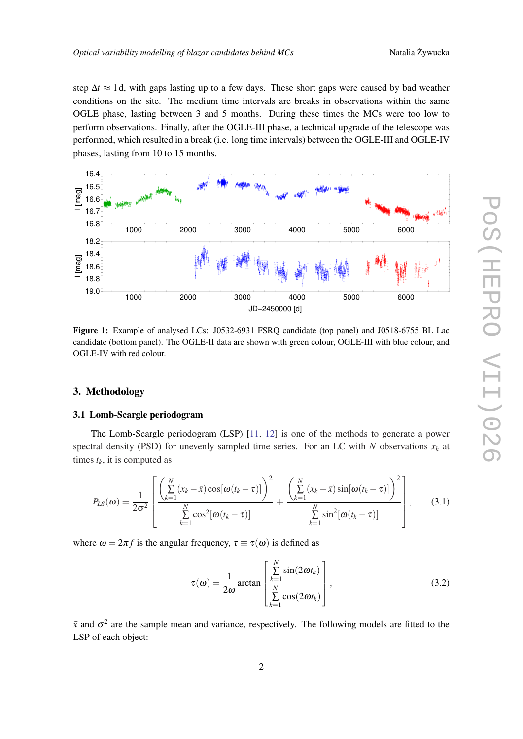step $\Delta t \approx 1$ d, with gaps lasting up to a few days. These short gaps were caused by bad weather conditions on the site. The medium time intervals are breaks in observations within the same OGLE phase, lasting between 3 and 5 months. During these times the MCs were too low to perform observations. Finally, after the OGLE-III phase, a technical upgrade of the telescope was performed, which resulted in a break (i.e. long time intervals) between the OGLE-III and OGLE-IV phases, lasting from 10 to 15 months.

**Figure 1:** Example of analysed LCs: J0532-6931 FSRQ candidate (top panel) and J0518-6755 BL Lac candidate (bottom panel). The OGLE-II data are shown with green colour, OGLE-III with blue colour, and OGLE-IV with red colour.

## 3. Methodology

### 3.1 Lomb-Scargle periodogram

The Lomb-Scargle periodogram (LSP) [11, 12] is one of the methods to generate a power spectral density (PSD) for unevenly sampled time series. For an LC with $N$ observations $x_k$ at times $t_k$, it is computed as

$$P_{LS}(\omega) = \frac{1}{2\sigma^2}\left[\frac{\left(\sum_{k=1}^{N}(x_k - \bar{x})\cos[\omega(t_k - \tau)]\right)^2}{\sum_{k=1}^{N}\cos^2[\omega(t_k - \tau)]} + \frac{\left(\sum_{k=1}^{N}(x_k - \bar{x})\sin[\omega(t_k - \tau)]\right)^2}{\sum_{k=1}^{N}\sin^2[\omega(t_k - \tau)]}\right], \tag{3.1}$$

where $\omega = 2\pi f$ is the angular frequency, $\tau \equiv \tau(\omega)$ is defined as

$$\tau(\omega) = \frac{1}{2\omega}\arctan\left[\frac{\sum_{k=1}^{N}\sin(2\omega t_k)}{\sum_{k=1}^{N}\cos(2\omega t_k)}\right], \tag{3.2}$$

$\bar{x}$ and $\sigma^2$ are the sample mean and variance, respectively. The following models are fitted to the LSP of each object: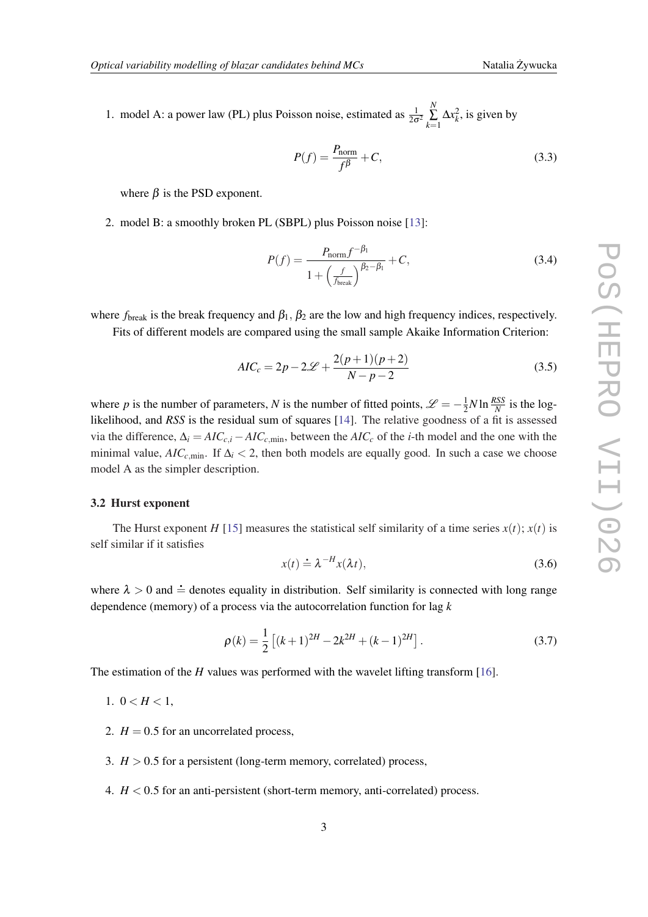1. model A: a power law (PL) plus Poisson noise, estimated as $\frac{1}{2\sigma^2}\sum_{k=1}^{N}\Delta x_k^2$, is given by

$$P(f) = \frac{P_{\rm norm}}{f^{\beta}} + C, \tag{3.3}$$

   where $\beta$ is the PSD exponent.

2. model B: a smoothly broken PL (SBPL) plus Poisson noise [13]:

$$P(f) = \frac{P_{\rm norm} f^{-\beta_1}}{1+\left(\frac{f}{f_{\rm break}}\right)^{\beta_2-\beta_1}} + C, \tag{3.4}$$

where $f_{\rm break}$ is the break frequency and $\beta_1$, $\beta_2$ are the low and high frequency indices, respectively.

Fits of different models are compared using the small sample Akaike Information Criterion:

$$AIC_c = 2p - 2\mathscr{L} + \frac{2(p+1)(p+2)}{N-p-2} \tag{3.5}$$

where $p$ is the number of parameters, $N$ is the number of fitted points, $\mathscr{L} = -\frac{1}{2}N\ln\frac{RSS}{N}$ is the log-likelihood, and *RSS* is the residual sum of squares [14]. The relative goodness of a fit is assessed via the difference, $\Delta_i = AIC_{c,i} - AIC_{c,\rm min}$, between the $AIC_c$ of the $i$-th model and the one with the minimal value, $AIC_{c,\rm min}$. If $\Delta_i < 2$, then both models are equally good. In such a case we choose model A as the simpler description.

### 3.2 Hurst exponent

The Hurst exponent $H$ [15] measures the statistical self similarity of a time series $x(t)$; $x(t)$ is self similar if it satisfies

$$x(t) \doteq \lambda^{-H} x(\lambda t), \tag{3.6}$$

where $\lambda > 0$ and $\doteq$ denotes equality in distribution. Self similarity is connected with long range dependence (memory) of a process via the autocorrelation function for lag $k$

$$\rho(k) = \frac{1}{2}\left[(k+1)^{2H} - 2k^{2H} + (k-1)^{2H}\right]. \tag{3.7}$$

The estimation of the $H$ values was performed with the wavelet lifting transform [16].

1. $0 < H < 1$,
2. $H = 0.5$ for an uncorrelated process,
3. $H > 0.5$ for a persistent (long-term memory, correlated) process,
4. $H < 0.5$ for an anti-persistent (short-term memory, anti-correlated) process.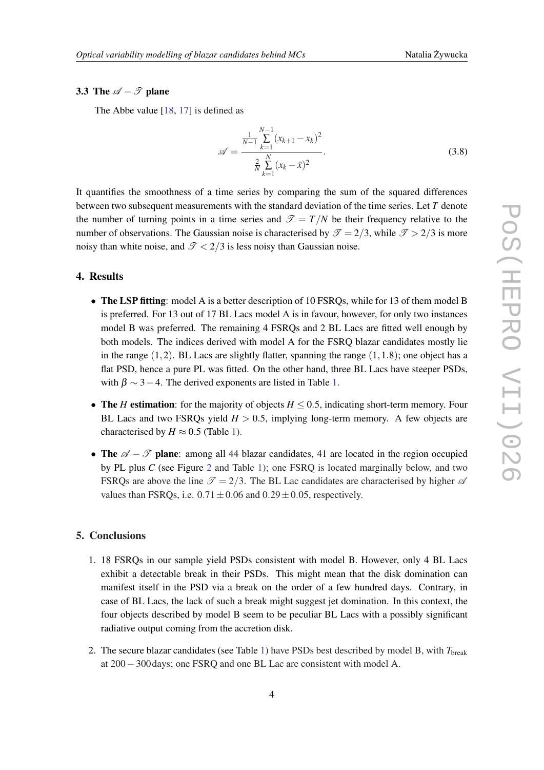### 3.3 The $\mathscr{A} - \mathscr{T}$ plane

The Abbe value [18, 17] is defined as

$$\mathscr{A} = \frac{\frac{1}{N-1}\sum_{k=1}^{N-1}(x_{k+1}-x_k)^2}{\frac{2}{N}\sum_{k=1}^{N}(x_k-\bar{x})^2}. \tag{3.8}$$

It quantifies the smoothness of a time series by comparing the sum of the squared differences between two subsequent measurements with the standard deviation of the time series. Let $T$ denote the number of turning points in a time series and $\mathscr{T} = T/N$ be their frequency relative to the number of observations. The Gaussian noise is characterised by $\mathscr{T} = 2/3$, while $\mathscr{T} > 2/3$ is more noisy than white noise, and $\mathscr{T} < 2/3$ is less noisy than Gaussian noise.

## 4. Results

- **The LSP fitting**: model A is a better description of 10 FSRQs, while for 13 of them model B is preferred. For 13 out of 17 BL Lacs model A is in favour, however, for only two instances model B was preferred. The remaining 4 FSRQs and 2 BL Lacs are fitted well enough by both models. The indices derived with model A for the FSRQ blazar candidates mostly lie in the range $(1,2)$. BL Lacs are slightly flatter, spanning the range $(1,1.8)$; one object has a flat PSD, hence a pure PL was fitted. On the other hand, three BL Lacs have steeper PSDs, with $\beta \sim 3-4$. The derived exponents are listed in Table 1.
- **The $H$ estimation**: for the majority of objects $H \leq 0.5$, indicating short-term memory. Four BL Lacs and two FSRQs yield $H > 0.5$, implying long-term memory. A few objects are characterised by $H \approx 0.5$ (Table 1).
- **The $\mathscr{A} - \mathscr{T}$ plane**: among all 44 blazar candidates, 41 are located in the region occupied by PL plus $C$ (see Figure 2 and Table 1); one FSRQ is located marginally below, and two FSRQs are above the line $\mathscr{T} = 2/3$. The BL Lac candidates are characterised by higher $\mathscr{A}$ values than FSRQs, i.e. $0.71 \pm 0.06$ and $0.29 \pm 0.05$, respectively.

## 5. Conclusions

1. 18 FSRQs in our sample yield PSDs consistent with model B. However, only 4 BL Lacs exhibit a detectable break in their PSDs. This might mean that the disk domination can manifest itself in the PSD via a break on the order of a few hundred days. Contrary, in case of BL Lacs, the lack of such a break might suggest jet domination. In this context, the four objects described by model B seem to be peculiar BL Lacs with a possibly significant radiative output coming from the accretion disk.
2. The secure blazar candidates (see Table 1) have PSDs best described by model B, with $T_{\rm break}$ at $200-300$ days; one FSRQ and one BL Lac are consistent with model A.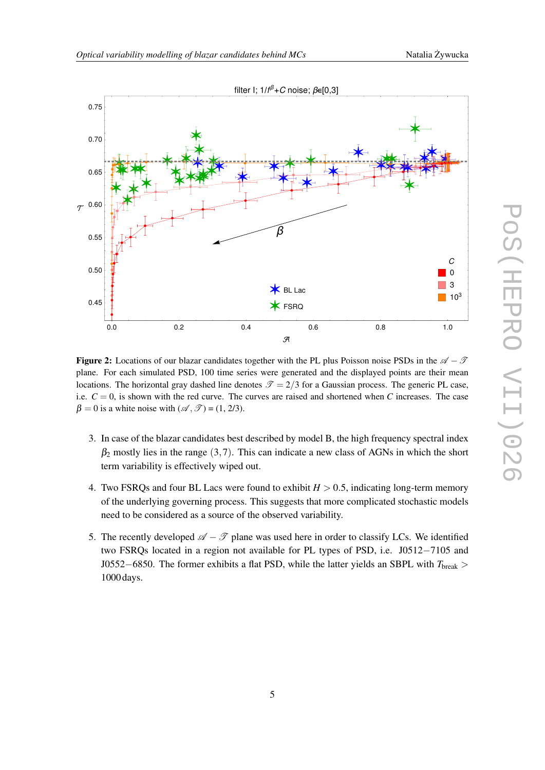**Figure 2:** Locations of our blazar candidates together with the PL plus Poisson noise PSDs in the $\mathscr{A}-\mathscr{T}$ plane. For each simulated PSD, 100 time series were generated and the displayed points are their mean locations. The horizontal gray dashed line denotes $\mathscr{T} = 2/3$ for a Gaussian process. The generic PL case, i.e. $C = 0$, is shown with the red curve. The curves are raised and shortened when $C$ increases. The case $\beta = 0$ is a white noise with $(\mathscr{A}, \mathscr{T}) = (1, 2/3)$.

3. In case of the blazar candidates best described by model B, the high frequency spectral index $\beta_2$ mostly lies in the range $(3,7)$. This can indicate a new class of AGNs in which the short term variability is effectively wiped out.

4. Two FSRQs and four BL Lacs were found to exhibit $H > 0.5$, indicating long-term memory of the underlying governing process. This suggests that more complicated stochastic models need to be considered as a source of the observed variability.

5. The recently developed $\mathscr{A}-\mathscr{T}$ plane was used here in order to classify LCs. We identified two FSRQs located in a region not available for PL types of PSD, i.e. J0512−7105 and J0552−6850. The former exhibits a flat PSD, while the latter yields an SBPL with $T_{\rm break} >$ 1000 days.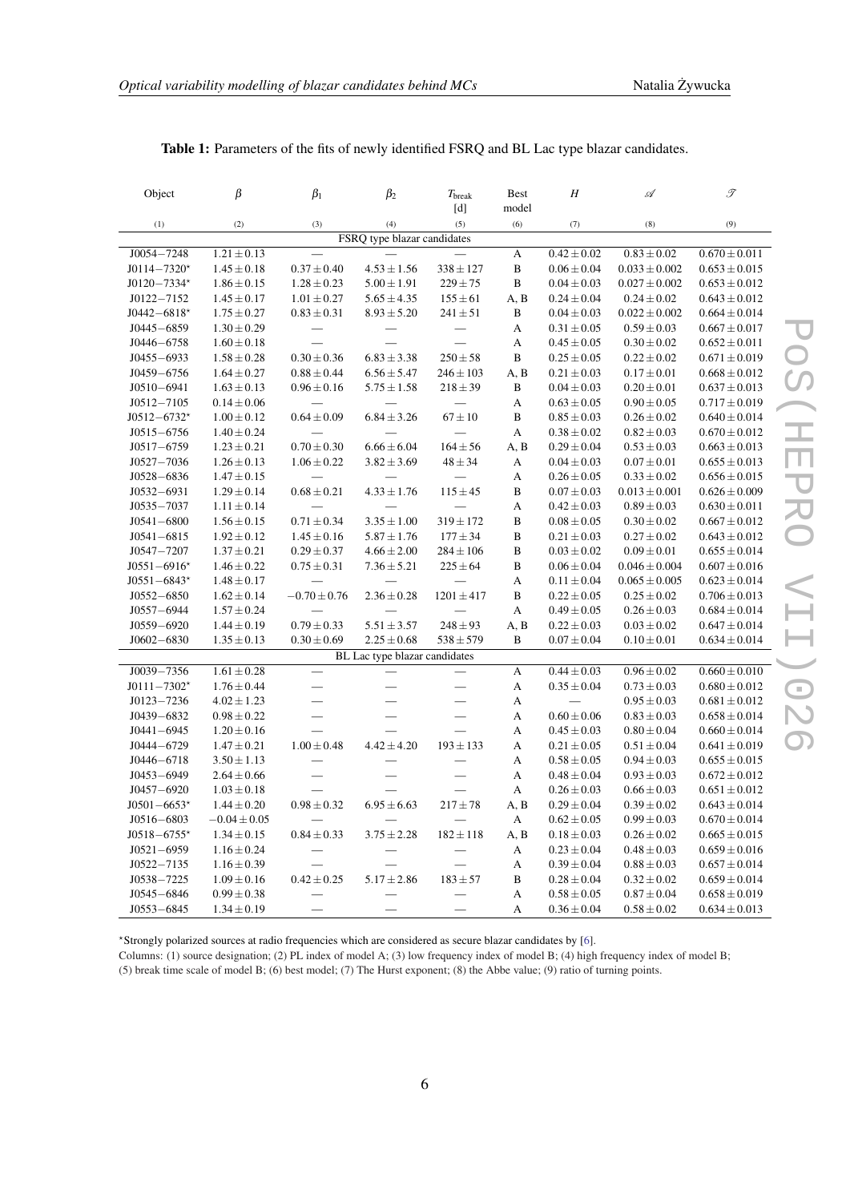**Table 1:** Parameters of the fits of newly identified FSRQ and BL Lac type blazar candidates.

| Object | $\beta$ | $\beta_1$ | $\beta_2$ | $T_{\rm break}$ [d] | Best model | $H$ | $\mathscr{A}$ | $\mathscr{T}$ |
|---|---|---|---|---|---|---|---|---|
| (1) | (2) | (3) | (4) | (5) | (6) | (7) | (8) | (9) |
| FSRQ type blazar candidates | | | | | | | | |
| J0054−7248 | $1.21 \pm 0.13$ | — | — | — | A | $0.42 \pm 0.02$ | $0.83 \pm 0.02$ | $0.670 \pm 0.011$ |
| J0114−7320$^\star$ | $1.45 \pm 0.18$ | $0.37 \pm 0.40$ | $4.53 \pm 1.56$ | $338 \pm 127$ | B | $0.06 \pm 0.04$ | $0.033 \pm 0.002$ | $0.653 \pm 0.015$ |
| J0120−7334$^\star$ | $1.86 \pm 0.15$ | $1.28 \pm 0.23$ | $5.00 \pm 1.91$ | $229 \pm 75$ | B | $0.04 \pm 0.03$ | $0.027 \pm 0.002$ | $0.653 \pm 0.012$ |
| J0122−7152 | $1.45 \pm 0.17$ | $1.01 \pm 0.27$ | $5.65 \pm 4.35$ | $155 \pm 61$ | A, B | $0.24 \pm 0.04$ | $0.24 \pm 0.02$ | $0.643 \pm 0.012$ |
| J0442−6818$^\star$ | $1.75 \pm 0.27$ | $0.83 \pm 0.31$ | $8.93 \pm 5.20$ | $241 \pm 51$ | B | $0.04 \pm 0.03$ | $0.022 \pm 0.002$ | $0.664 \pm 0.014$ |
| J0445−6859 | $1.30 \pm 0.29$ | — | — | — | A | $0.31 \pm 0.05$ | $0.59 \pm 0.03$ | $0.667 \pm 0.017$ |
| J0446−6758 | $1.60 \pm 0.18$ | — | — | — | A | $0.45 \pm 0.05$ | $0.30 \pm 0.02$ | $0.652 \pm 0.011$ |
| J0455−6933 | $1.58 \pm 0.28$ | $0.30 \pm 0.36$ | $6.83 \pm 3.38$ | $250 \pm 58$ | B | $0.25 \pm 0.05$ | $0.22 \pm 0.02$ | $0.671 \pm 0.019$ |
| J0459−6756 | $1.64 \pm 0.27$ | $0.88 \pm 0.44$ | $6.56 \pm 5.47$ | $246 \pm 103$ | A, B | $0.21 \pm 0.03$ | $0.17 \pm 0.01$ | $0.668 \pm 0.012$ |
| J0510−6941 | $1.63 \pm 0.13$ | $0.96 \pm 0.16$ | $5.75 \pm 1.58$ | $218 \pm 39$ | B | $0.04 \pm 0.03$ | $0.20 \pm 0.01$ | $0.637 \pm 0.013$ |
| J0512−7105 | $0.14 \pm 0.06$ | — | — | — | A | $0.63 \pm 0.05$ | $0.90 \pm 0.05$ | $0.717 \pm 0.019$ |
| J0512−6732$^\star$ | $1.00 \pm 0.12$ | $0.64 \pm 0.09$ | $6.84 \pm 3.26$ | $67 \pm 10$ | B | $0.85 \pm 0.03$ | $0.26 \pm 0.02$ | $0.640 \pm 0.014$ |
| J0515−6756 | $1.40 \pm 0.24$ | — | — | — | A | $0.38 \pm 0.02$ | $0.82 \pm 0.03$ | $0.670 \pm 0.012$ |
| J0517−6759 | $1.23 \pm 0.21$ | $0.70 \pm 0.30$ | $6.66 \pm 6.04$ | $164 \pm 56$ | A, B | $0.29 \pm 0.04$ | $0.53 \pm 0.03$ | $0.663 \pm 0.013$ |
| J0527−7036 | $1.26 \pm 0.13$ | $1.06 \pm 0.22$ | $3.82 \pm 3.69$ | $48 \pm 34$ | A | $0.04 \pm 0.03$ | $0.07 \pm 0.01$ | $0.655 \pm 0.013$ |
| J0528−6836 | $1.47 \pm 0.15$ | — | — | — | A | $0.26 \pm 0.05$ | $0.33 \pm 0.02$ | $0.656 \pm 0.015$ |
| J0532−6931 | $1.29 \pm 0.14$ | $0.68 \pm 0.21$ | $4.33 \pm 1.76$ | $115 \pm 45$ | B | $0.07 \pm 0.03$ | $0.013 \pm 0.001$ | $0.626 \pm 0.009$ |
| J0535−7037 | $1.11 \pm 0.14$ | — | — | — | A | $0.42 \pm 0.03$ | $0.89 \pm 0.03$ | $0.630 \pm 0.011$ |
| J0541−6800 | $1.56 \pm 0.15$ | $0.71 \pm 0.34$ | $3.35 \pm 1.00$ | $319 \pm 172$ | B | $0.08 \pm 0.05$ | $0.30 \pm 0.02$ | $0.667 \pm 0.012$ |
| J0541−6815 | $1.92 \pm 0.12$ | $1.45 \pm 0.16$ | $5.87 \pm 1.76$ | $177 \pm 34$ | B | $0.21 \pm 0.03$ | $0.27 \pm 0.02$ | $0.643 \pm 0.012$ |
| J0547−7207 | $1.37 \pm 0.21$ | $0.29 \pm 0.37$ | $4.66 \pm 2.00$ | $284 \pm 106$ | B | $0.03 \pm 0.02$ | $0.09 \pm 0.01$ | $0.655 \pm 0.014$ |
| J0551−6916$^\star$ | $1.46 \pm 0.22$ | $0.75 \pm 0.31$ | $7.36 \pm 5.21$ | $225 \pm 64$ | B | $0.06 \pm 0.04$ | $0.046 \pm 0.004$ | $0.607 \pm 0.016$ |
| J0551−6843$^\star$ | $1.48 \pm 0.17$ | — | — | — | A | $0.11 \pm 0.04$ | $0.065 \pm 0.005$ | $0.623 \pm 0.014$ |
| J0552−6850 | $1.62 \pm 0.14$ | $-0.70 \pm 0.76$ | $2.36 \pm 0.28$ | $1201 \pm 417$ | B | $0.22 \pm 0.05$ | $0.25 \pm 0.02$ | $0.706 \pm 0.013$ |
| J0557−6944 | $1.57 \pm 0.24$ | — | — | — | A | $0.49 \pm 0.05$ | $0.26 \pm 0.03$ | $0.684 \pm 0.014$ |
| J0559−6920 | $1.44 \pm 0.19$ | $0.79 \pm 0.33$ | $5.51 \pm 3.57$ | $248 \pm 93$ | A, B | $0.22 \pm 0.03$ | $0.03 \pm 0.02$ | $0.647 \pm 0.014$ |
| J0602−6830 | $1.35 \pm 0.13$ | $0.30 \pm 0.69$ | $2.25 \pm 0.68$ | $538 \pm 579$ | B | $0.07 \pm 0.04$ | $0.10 \pm 0.01$ | $0.634 \pm 0.014$ |
| BL Lac type blazar candidates | | | | | | | | |
| J0039−7356 | $1.61 \pm 0.28$ | — | — | — | A | $0.44 \pm 0.03$ | $0.96 \pm 0.02$ | $0.660 \pm 0.010$ |
| J0111−7302$^\star$ | $1.76 \pm 0.44$ | — | — | — | A | $0.35 \pm 0.04$ | $0.73 \pm 0.03$ | $0.680 \pm 0.012$ |
| J0123−7236 | $4.02 \pm 1.23$ | — | — | — | A | — | $0.95 \pm 0.03$ | $0.681 \pm 0.012$ |
| J0439−6832 | $0.98 \pm 0.22$ | — | — | — | A | $0.60 \pm 0.06$ | $0.83 \pm 0.03$ | $0.658 \pm 0.014$ |
| J0441−6945 | $1.20 \pm 0.16$ | — | — | — | A | $0.45 \pm 0.03$ | $0.80 \pm 0.04$ | $0.660 \pm 0.014$ |
| J0444−6729 | $1.47 \pm 0.21$ | $1.00 \pm 0.48$ | $4.42 \pm 4.20$ | $193 \pm 133$ | A | $0.21 \pm 0.05$ | $0.51 \pm 0.04$ | $0.641 \pm 0.019$ |
| J0446−6718 | $3.50 \pm 1.13$ | — | — | — | A | $0.58 \pm 0.05$ | $0.94 \pm 0.03$ | $0.655 \pm 0.015$ |
| J0453−6949 | $2.64 \pm 0.66$ | — | — | — | A | $0.48 \pm 0.04$ | $0.93 \pm 0.03$ | $0.672 \pm 0.012$ |
| J0457−6920 | $1.03 \pm 0.18$ | — | — | — | A | $0.26 \pm 0.03$ | $0.66 \pm 0.03$ | $0.651 \pm 0.012$ |
| J0501−6653$^\star$ | $1.44 \pm 0.20$ | $0.98 \pm 0.32$ | $6.95 \pm 6.63$ | $217 \pm 78$ | A, B | $0.29 \pm 0.04$ | $0.39 \pm 0.02$ | $0.643 \pm 0.014$ |
| J0516−6803 | $-0.04 \pm 0.05$ | — | — | — | A | $0.62 \pm 0.05$ | $0.99 \pm 0.03$ | $0.670 \pm 0.014$ |
| J0518−6755$^\star$ | $1.34 \pm 0.15$ | $0.84 \pm 0.33$ | $3.75 \pm 2.28$ | $182 \pm 118$ | A, B | $0.18 \pm 0.03$ | $0.26 \pm 0.02$ | $0.665 \pm 0.015$ |
| J0521−6959 | $1.16 \pm 0.24$ | — | — | — | A | $0.23 \pm 0.04$ | $0.48 \pm 0.03$ | $0.659 \pm 0.016$ |
| J0522−7135 | $1.16 \pm 0.39$ | — | — | — | A | $0.39 \pm 0.04$ | $0.88 \pm 0.03$ | $0.657 \pm 0.014$ |
| J0538−7225 | $1.09 \pm 0.16$ | $0.42 \pm 0.25$ | $5.17 \pm 2.86$ | $183 \pm 57$ | B | $0.28 \pm 0.04$ | $0.32 \pm 0.02$ | $0.659 \pm 0.014$ |
| J0545−6846 | $0.99 \pm 0.38$ | — | — | — | A | $0.58 \pm 0.05$ | $0.87 \pm 0.04$ | $0.658 \pm 0.019$ |
| J0553−6845 | $1.34 \pm 0.19$ | — | — | — | A | $0.36 \pm 0.04$ | $0.58 \pm 0.02$ | $0.634 \pm 0.013$ |

$^\star$Strongly polarized sources at radio frequencies which are considered as secure blazar candidates by [6].

Columns: (1) source designation; (2) PL index of model A; (3) low frequency index of model B; (4) high frequency index of model B; (5) break time scale of model B; (6) best model; (7) The Hurst exponent; (8) the Abbe value; (9) ratio of turning points.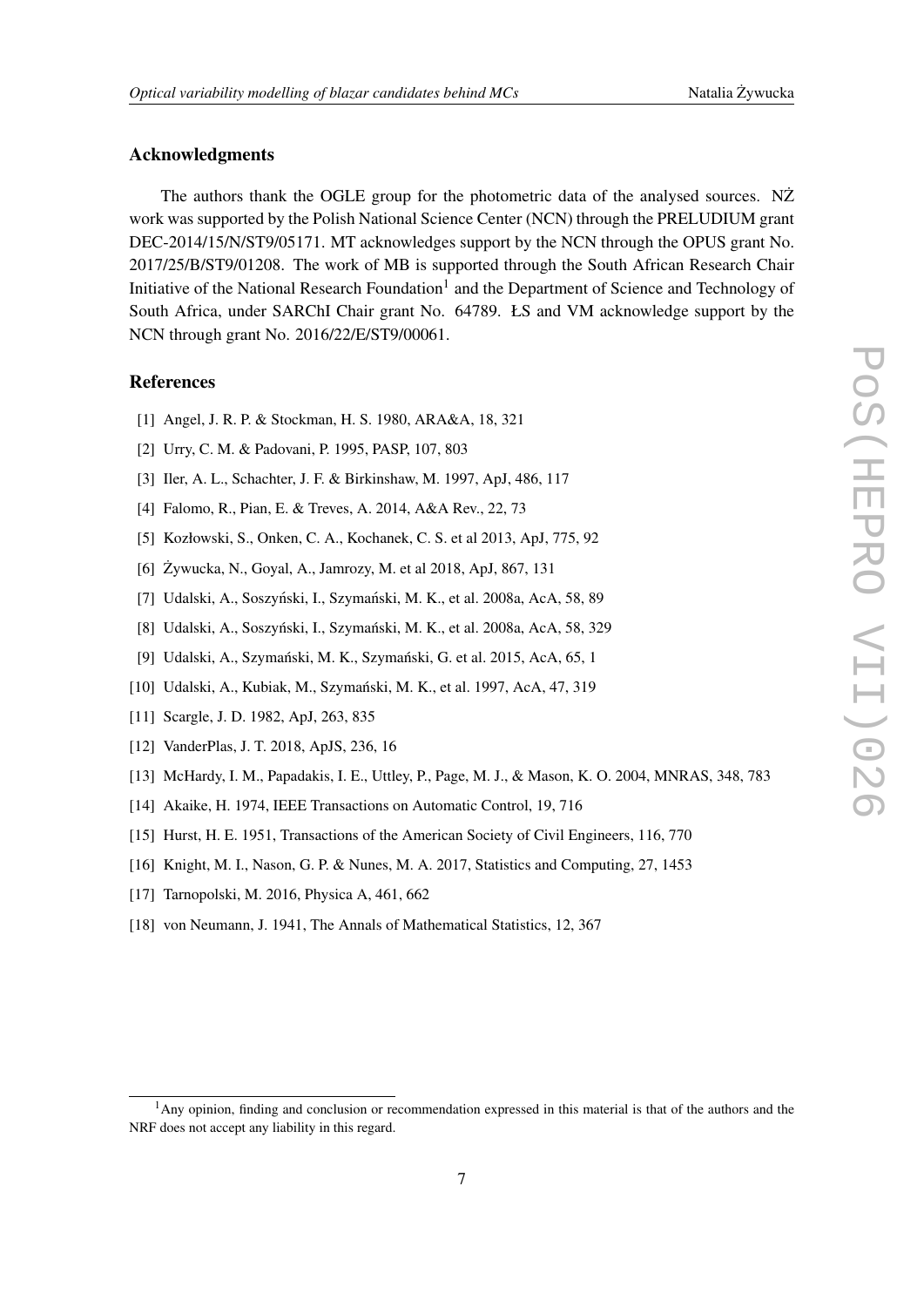## Acknowledgments

The authors thank the OGLE group for the photometric data of the analysed sources. NŻ work was supported by the Polish National Science Center (NCN) through the PRELUDIUM grant DEC-2014/15/N/ST9/05171. MT acknowledges support by the NCN through the OPUS grant No. 2017/25/B/ST9/01208. The work of MB is supported through the South African Research Chair Initiative of the National Research Foundation[1] and the Department of Science and Technology of South Africa, under SARChI Chair grant No. 64789. ŁS and VM acknowledge support by the NCN through grant No. 2016/22/E/ST9/00061.

## References

[1] Angel, J. R. P. & Stockman, H. S. 1980, ARA&A, 18, 321

[2] Urry, C. M. & Padovani, P. 1995, PASP, 107, 803

[3] Iler, A. L., Schachter, J. F. & Birkinshaw, M. 1997, ApJ, 486, 117

[4] Falomo, R., Pian, E. & Treves, A. 2014, A&A Rev., 22, 73

[5] Kozłowski, S., Onken, C. A., Kochanek, C. S. et al 2013, ApJ, 775, 92

[6] Żywucka, N., Goyal, A., Jamrozy, M. et al 2018, ApJ, 867, 131

[7] Udalski, A., Soszyński, I., Szymański, M. K., et al. 2008a, AcA, 58, 89

[8] Udalski, A., Soszyński, I., Szymański, M. K., et al. 2008a, AcA, 58, 329

[9] Udalski, A., Szymański, M. K., Szymański, G. et al. 2015, AcA, 65, 1

[10] Udalski, A., Kubiak, M., Szymański, M. K., et al. 1997, AcA, 47, 319

[11] Scargle, J. D. 1982, ApJ, 263, 835

[12] VanderPlas, J. T. 2018, ApJS, 236, 16

[13] McHardy, I. M., Papadakis, I. E., Uttley, P., Page, M. J., & Mason, K. O. 2004, MNRAS, 348, 783

[14] Akaike, H. 1974, IEEE Transactions on Automatic Control, 19, 716

[15] Hurst, H. E. 1951, Transactions of the American Society of Civil Engineers, 116, 770

[16] Knight, M. I., Nason, G. P. & Nunes, M. A. 2017, Statistics and Computing, 27, 1453

[17] Tarnopolski, M. 2016, Physica A, 461, 662

[18] von Neumann, J. 1941, The Annals of Mathematical Statistics, 12, 367

[1] Any opinion, finding and conclusion or recommendation expressed in this material is that of the authors and the NRF does not accept any liability in this regard.